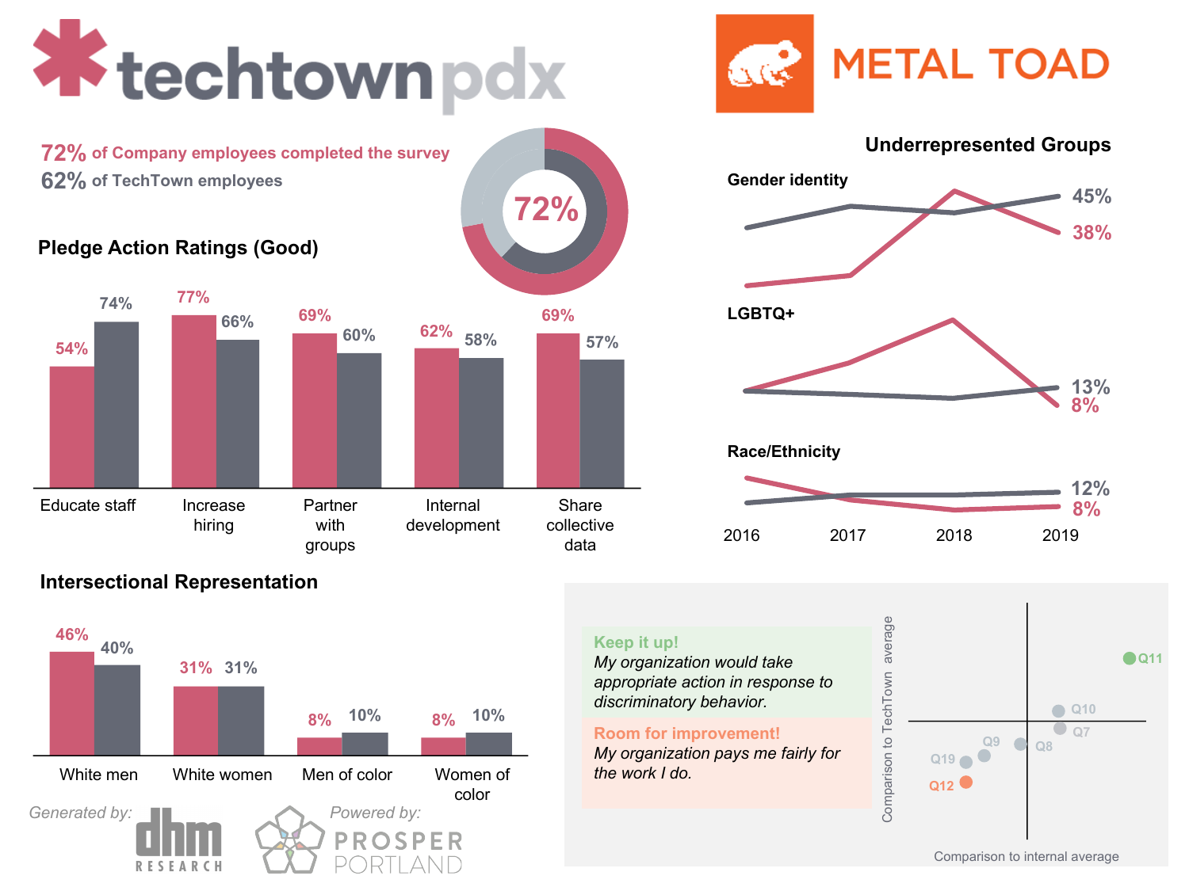# techtownpdx

# METAL TOAD

**72%** of Company employees completed the survey
**62%** of TechTown employees

72%

## Pledge Action Ratings (Good)

| | Company | TechTown |
|---|---|---|
| Educate staff | 54% | 74% |
| Increase hiring | 77% | 66% |
| Partner with groups | 69% | 60% |
| Internal development | 62% | 58% |
| Share collective data | 69% | 57% |

## Underrepresented Groups

| | Company (2019) | TechTown (2019) |
|---|---|---|
| Gender identity | 38% | 45% |
| LGBTQ+ | 8% | 13% |
| Race/Ethnicity | 8% | 12% |

2016 2017 2018 2019

## Intersectional Representation

| | Company | TechTown |
|---|---|---|
| White men | 46% | 40% |
| White women | 31% | 31% |
| Men of color | 8% | 10% |
| Women of color | 8% | 10% |

**Keep it up!**
*My organization would take appropriate action in response to discriminatory behavior.*

**Room for improvement!**
*My organization pays me fairly for the work I do.*

Comparison to TechTown average

Comparison to internal average

Q11, Q10, Q7, Q9, Q8, Q19, Q12

Generated by: dhm RESEARCH

Powered by: PROSPER PORTLAND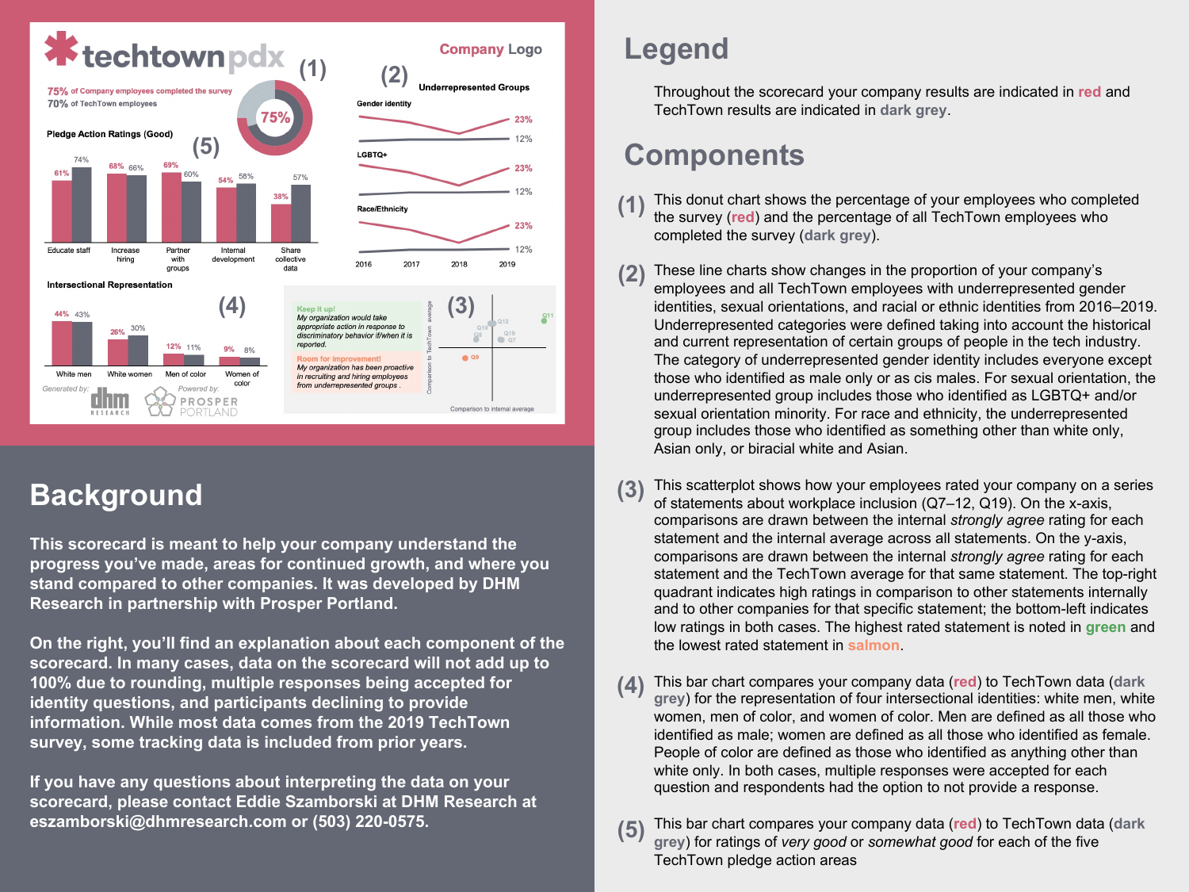techtownpdx

Company Logo

(1)

75% of Company employees completed the survey
70% of TechTown employees

75%

(2)

Underrepresented Groups

Gender identity

23%

12%

LGBTQ+

23%

12%

Race/Ethnicity

23%

12%

2016 2017 2018 2019

Pledge Action Ratings (Good)

(5)

61% 74% Educate staff
68% 66% Increase hiring
69% 60% Partner with groups
54% 58% Internal development
38% 57% Share collective data

Intersectional Representation

(4)

44% 43% White men
26% 30% White women
12% 11% Men of color
9% 8% Women of color

(3)

Keep it up!
*My organization would take appropriate action in response to discriminatory behavior if/when it is reported.*

Room for improvement!
*My organization has been proactive in recruiting and hiring employees from underrepresented groups .*

Comparison to TechTown average

Comparison to internal average

Q11 Q12 Q10 Q8 Q19 Q7 Q9

Generated by: dhm RESEARCH

Powered by: PROSPER PORTLAND

# Background

**This scorecard is meant to help your company understand the progress you've made, areas for continued growth, and where you stand compared to other companies. It was developed by DHM Research in partnership with Prosper Portland.**

**On the right, you'll find an explanation about each component of the scorecard. In many cases, data on the scorecard will not add up to 100% due to rounding, multiple responses being accepted for identity questions, and participants declining to provide information. While most data comes from the 2019 TechTown survey, some tracking data is included from prior years.**

**If you have any questions about interpreting the data on your scorecard, please contact Eddie Szamborski at DHM Research at eszamborski@dhmresearch.com or (503) 220-0575.**

# Legend

Throughout the scorecard your company results are indicated in red and TechTown results are indicated in dark grey.

# Components

**(1)** This donut chart shows the percentage of your employees who completed the survey (red) and the percentage of all TechTown employees who completed the survey (dark grey).

**(2)** These line charts show changes in the proportion of your company's employees and all TechTown employees with underrepresented gender identities, sexual orientations, and racial or ethnic identities from 2016–2019. Underrepresented categories were defined taking into account the historical and current representation of certain groups of people in the tech industry. The category of underrepresented gender identity includes everyone except those who identified as male only or as cis males. For sexual orientation, the underrepresented group includes those who identified as LGBTQ+ and/or sexual orientation minority. For race and ethnicity, the underrepresented group includes those who identified as something other than white only, Asian only, or biracial white and Asian.

**(3)** This scatterplot shows how your employees rated your company on a series of statements about workplace inclusion (Q7–12, Q19). On the x-axis, comparisons are drawn between the internal *strongly agree* rating for each statement and the internal average across all statements. On the y-axis, comparisons are drawn between the internal *strongly agree* rating for each statement and the TechTown average for that same statement. The top-right quadrant indicates high ratings in comparison to other statements internally and to other companies for that specific statement; the bottom-left indicates low ratings in both cases. The highest rated statement is noted in green and the lowest rated statement in salmon.

**(4)** This bar chart compares your company data (red) to TechTown data (dark grey) for the representation of four intersectional identities: white men, white women, men of color, and women of color. Men are defined as all those who identified as male; women are defined as all those who identified as female. People of color are defined as those who identified as anything other than white only. In both cases, multiple responses were accepted for each question and respondents had the option to not provide a response.

**(5)** This bar chart compares your company data (red) to TechTown data (dark grey) for ratings of *very good* or *somewhat good* for each of the five TechTown pledge action areas